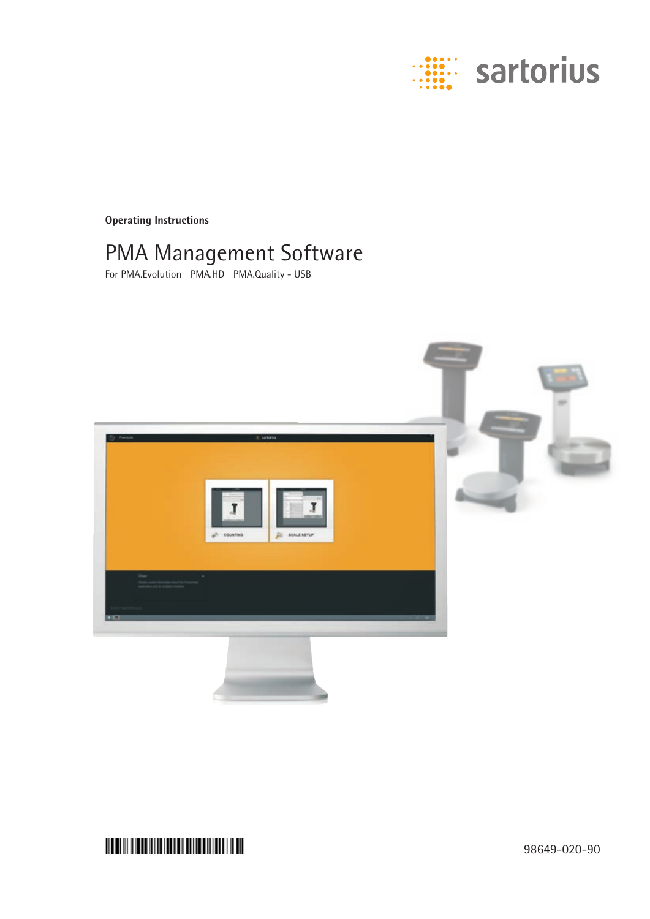sartorius

Operating Instructions

# PMA Management Software

For PMA.Evolution | PMA.HD | PMA.Quality - USB

98649-020-90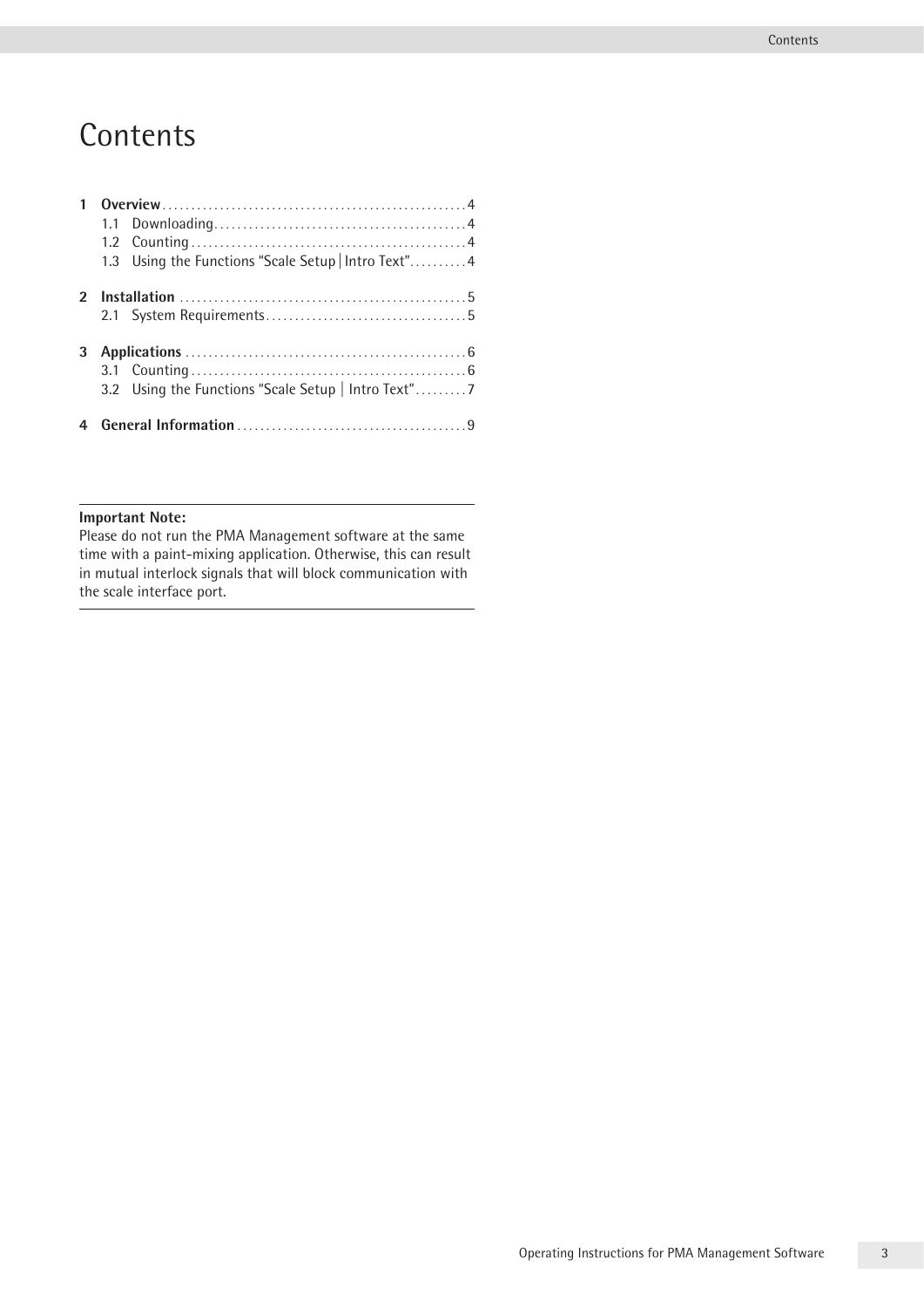# Contents

**1 Overview** .......... 4
- 1.1 Downloading .......... 4
- 1.2 Counting .......... 4
- 1.3 Using the Functions "Scale Setup | Intro Text" .......... 4

**2 Installation** .......... 5
- 2.1 System Requirements .......... 5

**3 Applications** .......... 6
- 3.1 Counting .......... 6
- 3.2 Using the Functions "Scale Setup | Intro Text" .......... 7

**4 General Information** .......... 9

---

**Important Note:**
Please do not run the PMA Management software at the same time with a paint-mixing application. Otherwise, this can result in mutual interlock signals that will block communication with the scale interface port.

---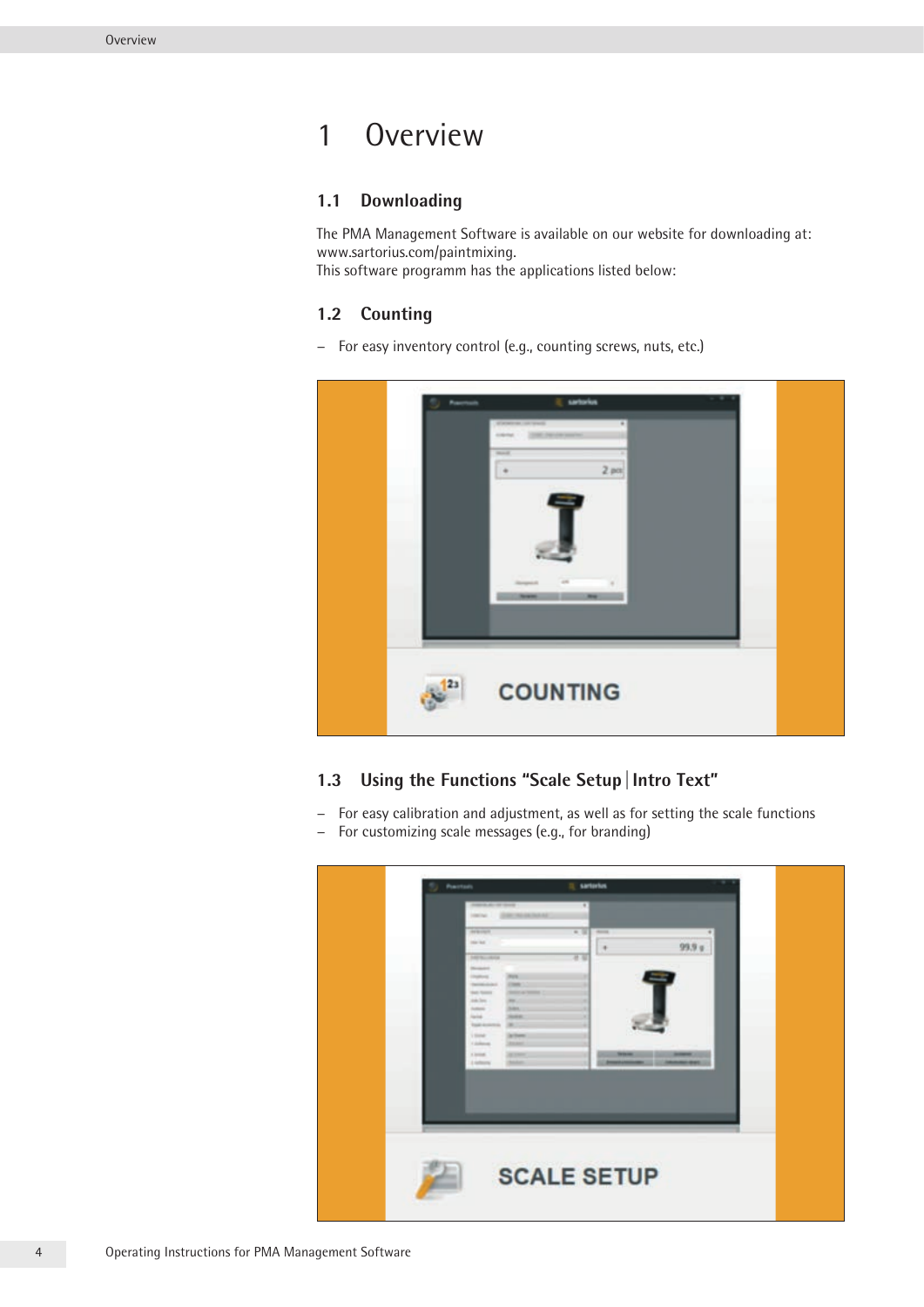# 1 Overview

## 1.1 Downloading

The PMA Management Software is available on our website for downloading at: www.sartorius.com/paintmixing.
This software programm has the applications listed below:

## 1.2 Counting

– For easy inventory control (e.g., counting screws, nuts, etc.)

## 1.3 Using the Functions "Scale Setup | Intro Text"

– For easy calibration and adjustment, as well as for setting the scale functions
– For customizing scale messages (e.g., for branding)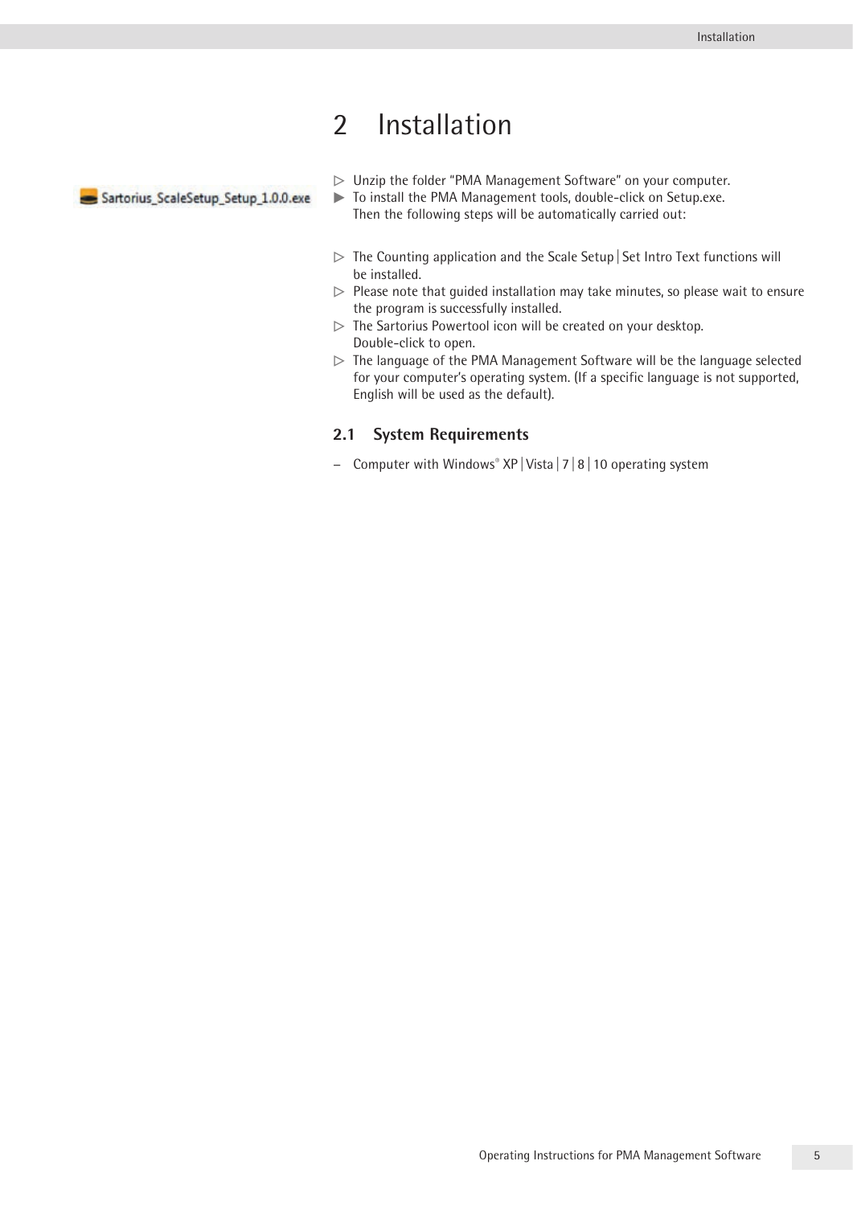# 2 Installation

Sartorius_ScaleSetup_Setup_1.0.0.exe

▷ Unzip the folder "PMA Management Software" on your computer.
▶ To install the PMA Management tools, double-click on Setup.exe.
Then the following steps will be automatically carried out:

▷ The Counting application and the Scale Setup | Set Intro Text functions will be installed.
▷ Please note that guided installation may take minutes, so please wait to ensure the program is successfully installed.
▷ The Sartorius Powertool icon will be created on your desktop.
Double-click to open.
▷ The language of the PMA Management Software will be the language selected for your computer's operating system. (If a specific language is not supported, English will be used as the default).

## 2.1 System Requirements

– Computer with Windows® XP | Vista | 7 | 8 | 10 operating system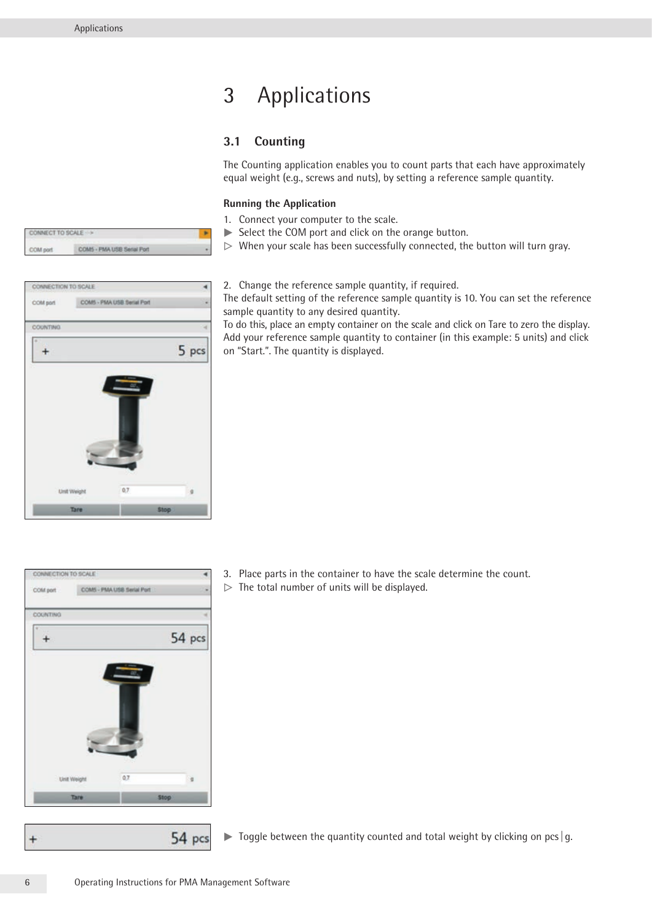# 3 Applications

## 3.1 Counting

The Counting application enables you to count parts that each have approximately equal weight (e.g., screws and nuts), by setting a reference sample quantity.

### Running the Application

1. Connect your computer to the scale.

▶ Select the COM port and click on the orange button.

▷ When your scale has been successfully connected, the button will turn gray.

2. Change the reference sample quantity, if required.

The default setting of the reference sample quantity is 10. You can set the reference sample quantity to any desired quantity.
To do this, place an empty container on the scale and click on Tare to zero the display. Add your reference sample quantity to container (in this example: 5 units) and click on "Start.". The quantity is displayed.

3. Place parts in the container to have the scale determine the count.

▷ The total number of units will be displayed.

▶ Toggle between the quantity counted and total weight by clicking on pcs | g.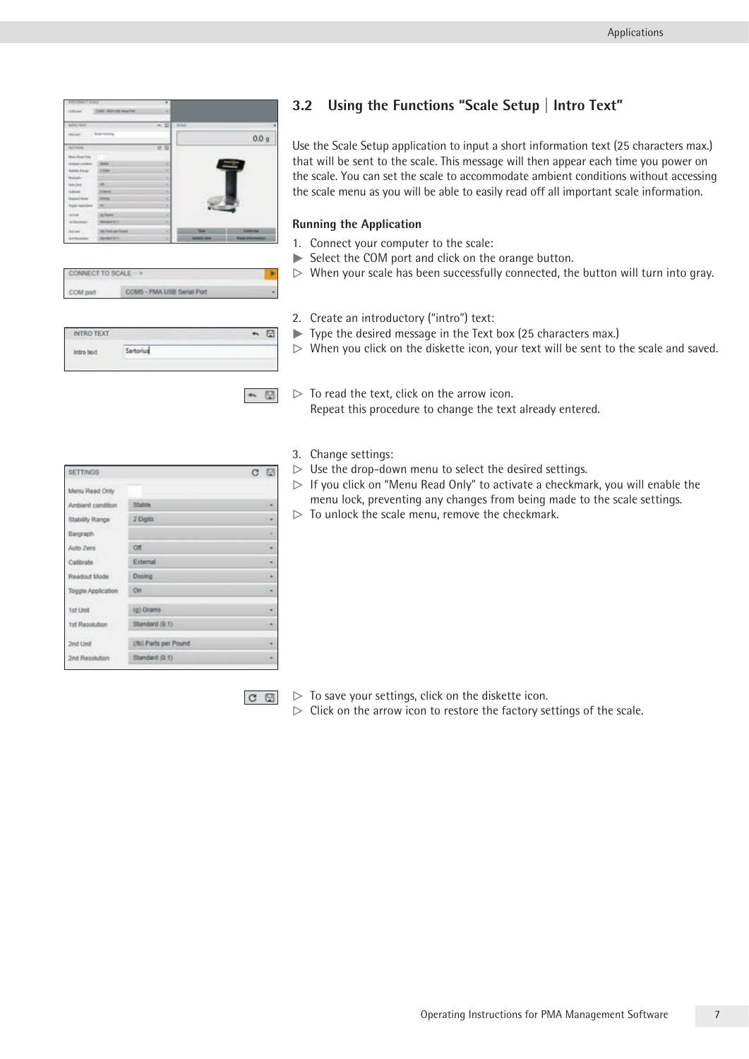## 3.2 Using the Functions “Scale Setup | Intro Text”

Use the Scale Setup application to input a short information text (25 characters max.) that will be sent to the scale. This message will then appear each time you power on the scale. You can set the scale to accommodate ambient conditions without accessing the scale menu as you will be able to easily read off all important scale information.

### Running the Application

1. Connect your computer to the scale:
   - ▶ Select the COM port and click on the orange button.
   - ▷ When your scale has been successfully connected, the button will turn into gray.

2. Create an introductory (“intro”) text:
   - ▶ Type the desired message in the Text box (25 characters max.)
   - ▷ When you click on the diskette icon, your text will be sent to the scale and saved.
   - ▷ To read the text, click on the arrow icon.
     Repeat this procedure to change the text already entered.

3. Change settings:
   - ▷ Use the drop-down menu to select the desired settings.
   - ▷ If you click on “Menu Read Only” to activate a checkmark, you will enable the menu lock, preventing any changes from being made to the scale settings.
   - ▷ To unlock the scale menu, remove the checkmark.
   - ▷ To save your settings, click on the diskette icon.
   - ▷ Click on the arrow icon to restore the factory settings of the scale.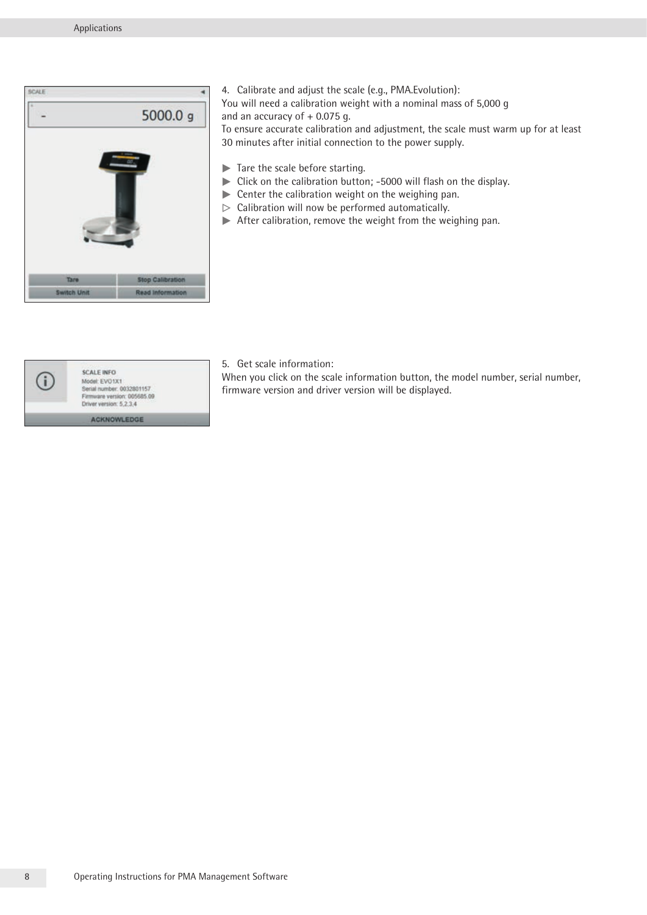4. Calibrate and adjust the scale (e.g., PMA.Evolution):
You will need a calibration weight with a nominal mass of 5,000 g and an accuracy of + 0.075 g.
To ensure accurate calibration and adjustment, the scale must warm up for at least 30 minutes after initial connection to the power supply.

- ▶ Tare the scale before starting.
- ▶ Click on the calibration button; -5000 will flash on the display.
- ▶ Center the calibration weight on the weighing pan.
- ▷ Calibration will now be performed automatically.
- ▶ After calibration, remove the weight from the weighing pan.

5. Get scale information:
When you click on the scale information button, the model number, serial number, firmware version and driver version will be displayed.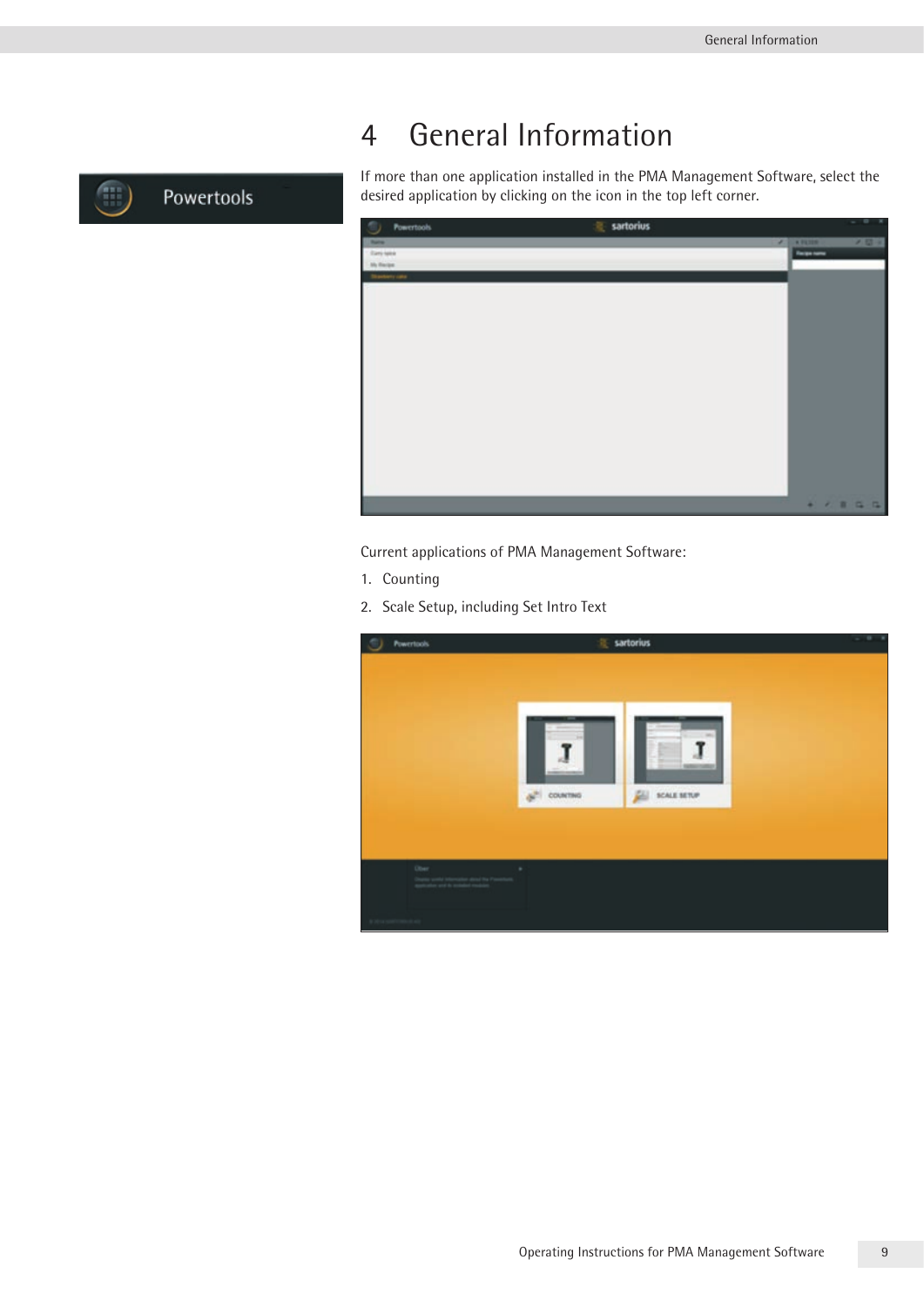# 4 General Information

Powertools

If more than one application installed in the PMA Management Software, select the desired application by clicking on the icon in the top left corner.

Current applications of PMA Management Software:

1. Counting
2. Scale Setup, including Set Intro Text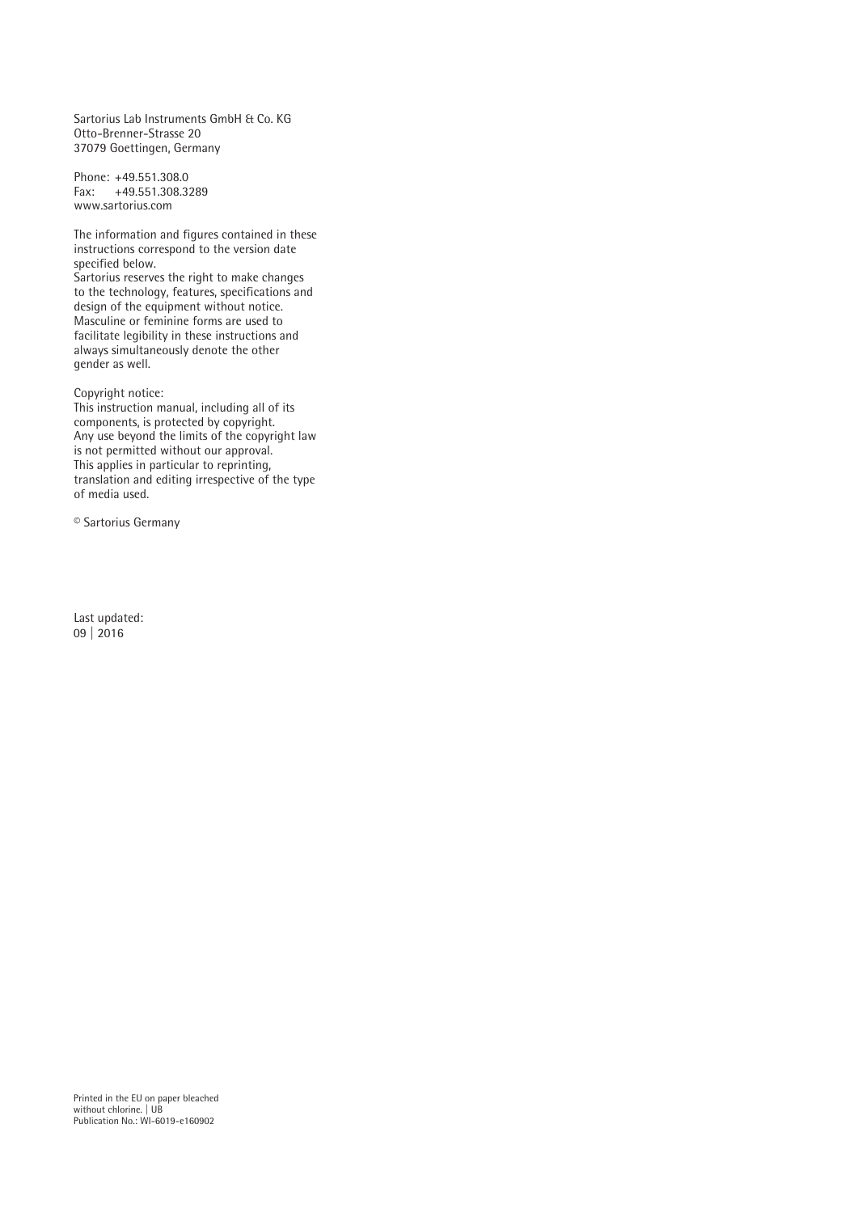Sartorius Lab Instruments GmbH & Co. KG
Otto-Brenner-Strasse 20
37079 Goettingen, Germany

Phone: +49.551.308.0
Fax: +49.551.308.3289
www.sartorius.com

The information and figures contained in these instructions correspond to the version date specified below.
Sartorius reserves the right to make changes to the technology, features, specifications and design of the equipment without notice.
Masculine or feminine forms are used to facilitate legibility in these instructions and always simultaneously denote the other gender as well.

Copyright notice:
This instruction manual, including all of its components, is protected by copyright.
Any use beyond the limits of the copyright law is not permitted without our approval.
This applies in particular to reprinting, translation and editing irrespective of the type of media used.

© Sartorius Germany

Last updated:
09 | 2016

Printed in the EU on paper bleached without chlorine. | UB
Publication No.: WI-6019-e160902